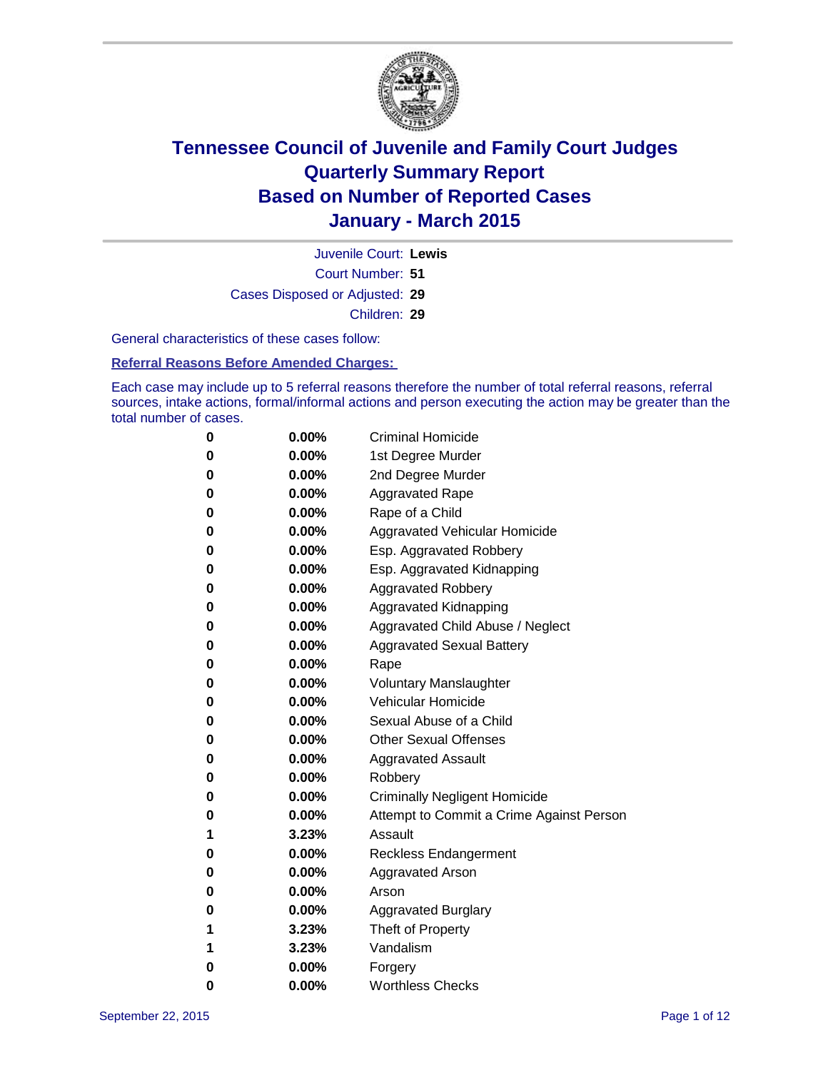# Tennessee Council of Juvenile and Family Court Judges
## Quarterly Summary Report
## Based on Number of Reported Cases
## January - March 2015

Juvenile Court: **Lewis**

Court Number: **51**

Cases Disposed or Adjusted: **29**

Children: **29**

General characteristics of these cases follow:

**Referral Reasons Before Amended Charges:**

Each case may include up to 5 referral reasons therefore the number of total referral reasons, referral sources, intake actions, formal/informal actions and person executing the action may be greater than the total number of cases.

| | | |
|---|---|---|
| **0** | **0.00%** | Criminal Homicide |
| **0** | **0.00%** | 1st Degree Murder |
| **0** | **0.00%** | 2nd Degree Murder |
| **0** | **0.00%** | Aggravated Rape |
| **0** | **0.00%** | Rape of a Child |
| **0** | **0.00%** | Aggravated Vehicular Homicide |
| **0** | **0.00%** | Esp. Aggravated Robbery |
| **0** | **0.00%** | Esp. Aggravated Kidnapping |
| **0** | **0.00%** | Aggravated Robbery |
| **0** | **0.00%** | Aggravated Kidnapping |
| **0** | **0.00%** | Aggravated Child Abuse / Neglect |
| **0** | **0.00%** | Aggravated Sexual Battery |
| **0** | **0.00%** | Rape |
| **0** | **0.00%** | Voluntary Manslaughter |
| **0** | **0.00%** | Vehicular Homicide |
| **0** | **0.00%** | Sexual Abuse of a Child |
| **0** | **0.00%** | Other Sexual Offenses |
| **0** | **0.00%** | Aggravated Assault |
| **0** | **0.00%** | Robbery |
| **0** | **0.00%** | Criminally Negligent Homicide |
| **0** | **0.00%** | Attempt to Commit a Crime Against Person |
| **1** | **3.23%** | Assault |
| **0** | **0.00%** | Reckless Endangerment |
| **0** | **0.00%** | Aggravated Arson |
| **0** | **0.00%** | Arson |
| **0** | **0.00%** | Aggravated Burglary |
| **1** | **3.23%** | Theft of Property |
| **1** | **3.23%** | Vandalism |
| **0** | **0.00%** | Forgery |
| **0** | **0.00%** | Worthless Checks |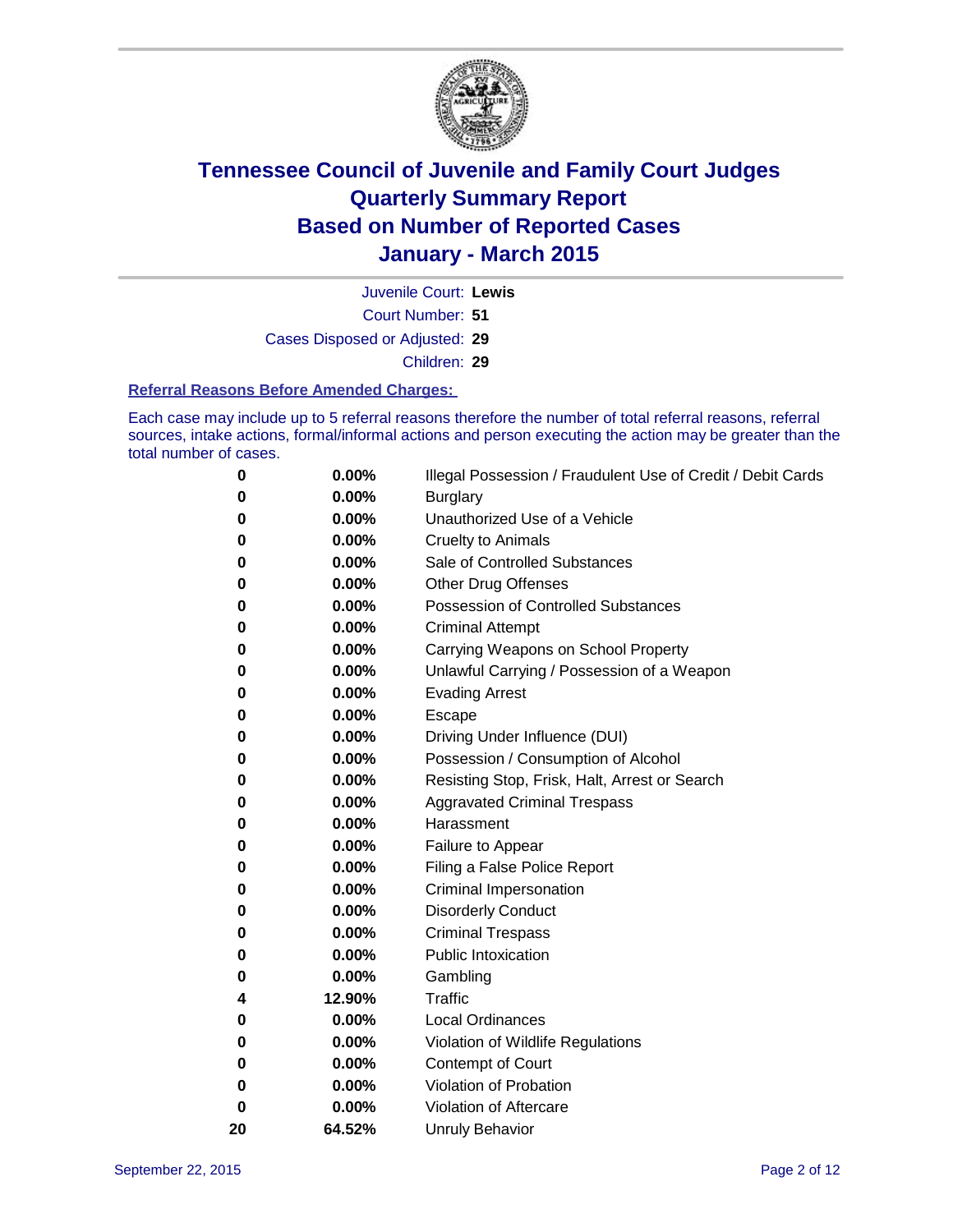# Tennessee Council of Juvenile and Family Court Judges
# Quarterly Summary Report
# Based on Number of Reported Cases
# January - March 2015

Juvenile Court: **Lewis**

Court Number: **51**

Cases Disposed or Adjusted: **29**

Children: **29**

## Referral Reasons Before Amended Charges:

Each case may include up to 5 referral reasons therefore the number of total referral reasons, referral sources, intake actions, formal/informal actions and person executing the action may be greater than the total number of cases.

| Count | Percent | Referral Reason |
|---|---|---|
| 0 | 0.00% | Illegal Possession / Fraudulent Use of Credit / Debit Cards |
| 0 | 0.00% | Burglary |
| 0 | 0.00% | Unauthorized Use of a Vehicle |
| 0 | 0.00% | Cruelty to Animals |
| 0 | 0.00% | Sale of Controlled Substances |
| 0 | 0.00% | Other Drug Offenses |
| 0 | 0.00% | Possession of Controlled Substances |
| 0 | 0.00% | Criminal Attempt |
| 0 | 0.00% | Carrying Weapons on School Property |
| 0 | 0.00% | Unlawful Carrying / Possession of a Weapon |
| 0 | 0.00% | Evading Arrest |
| 0 | 0.00% | Escape |
| 0 | 0.00% | Driving Under Influence (DUI) |
| 0 | 0.00% | Possession / Consumption of Alcohol |
| 0 | 0.00% | Resisting Stop, Frisk, Halt, Arrest or Search |
| 0 | 0.00% | Aggravated Criminal Trespass |
| 0 | 0.00% | Harassment |
| 0 | 0.00% | Failure to Appear |
| 0 | 0.00% | Filing a False Police Report |
| 0 | 0.00% | Criminal Impersonation |
| 0 | 0.00% | Disorderly Conduct |
| 0 | 0.00% | Criminal Trespass |
| 0 | 0.00% | Public Intoxication |
| 0 | 0.00% | Gambling |
| 4 | 12.90% | Traffic |
| 0 | 0.00% | Local Ordinances |
| 0 | 0.00% | Violation of Wildlife Regulations |
| 0 | 0.00% | Contempt of Court |
| 0 | 0.00% | Violation of Probation |
| 0 | 0.00% | Violation of Aftercare |
| 20 | 64.52% | Unruly Behavior |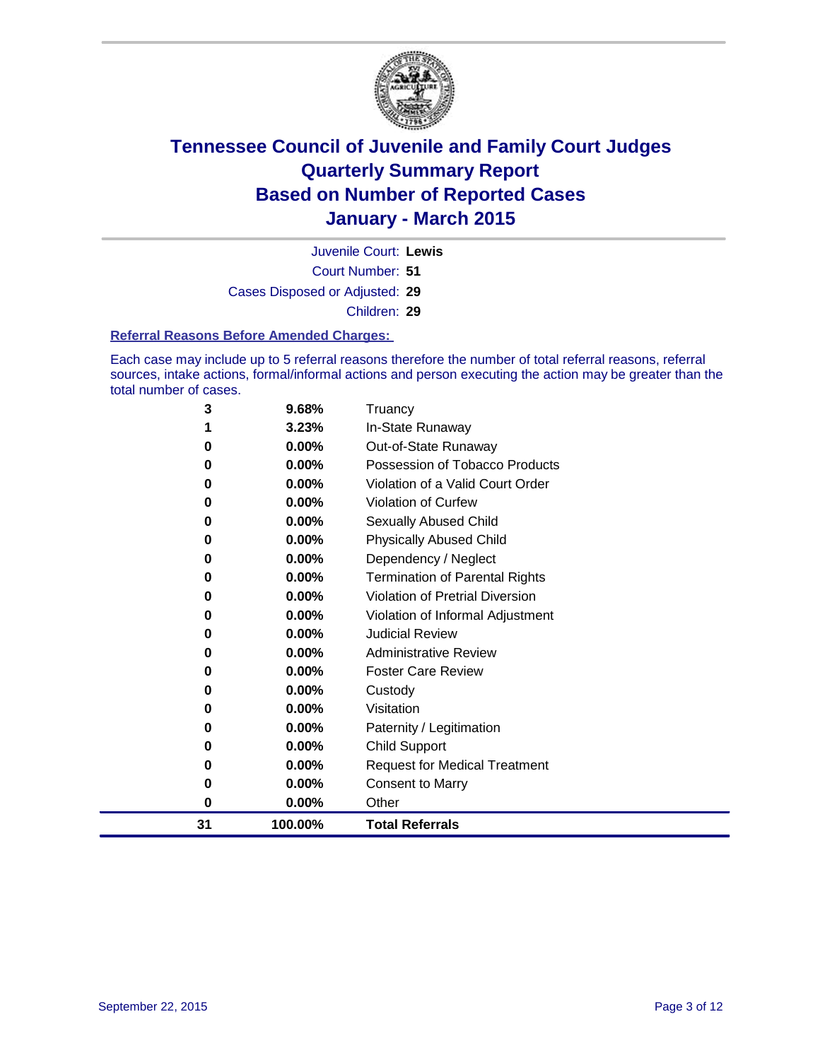# Tennessee Council of Juvenile and Family Court Judges
## Quarterly Summary Report
## Based on Number of Reported Cases
## January - March 2015

Juvenile Court: **Lewis**
Court Number: **51**
Cases Disposed or Adjusted: **29**
Children: **29**

### Referral Reasons Before Amended Charges:

Each case may include up to 5 referral reasons therefore the number of total referral reasons, referral sources, intake actions, formal/informal actions and person executing the action may be greater than the total number of cases.

| Count | Percent | Referral Reason |
|---|---|---|
| 3 | 9.68% | Truancy |
| 1 | 3.23% | In-State Runaway |
| 0 | 0.00% | Out-of-State Runaway |
| 0 | 0.00% | Possession of Tobacco Products |
| 0 | 0.00% | Violation of a Valid Court Order |
| 0 | 0.00% | Violation of Curfew |
| 0 | 0.00% | Sexually Abused Child |
| 0 | 0.00% | Physically Abused Child |
| 0 | 0.00% | Dependency / Neglect |
| 0 | 0.00% | Termination of Parental Rights |
| 0 | 0.00% | Violation of Pretrial Diversion |
| 0 | 0.00% | Violation of Informal Adjustment |
| 0 | 0.00% | Judicial Review |
| 0 | 0.00% | Administrative Review |
| 0 | 0.00% | Foster Care Review |
| 0 | 0.00% | Custody |
| 0 | 0.00% | Visitation |
| 0 | 0.00% | Paternity / Legitimation |
| 0 | 0.00% | Child Support |
| 0 | 0.00% | Request for Medical Treatment |
| 0 | 0.00% | Consent to Marry |
| 0 | 0.00% | Other |
| **31** | **100.00%** | **Total Referrals** |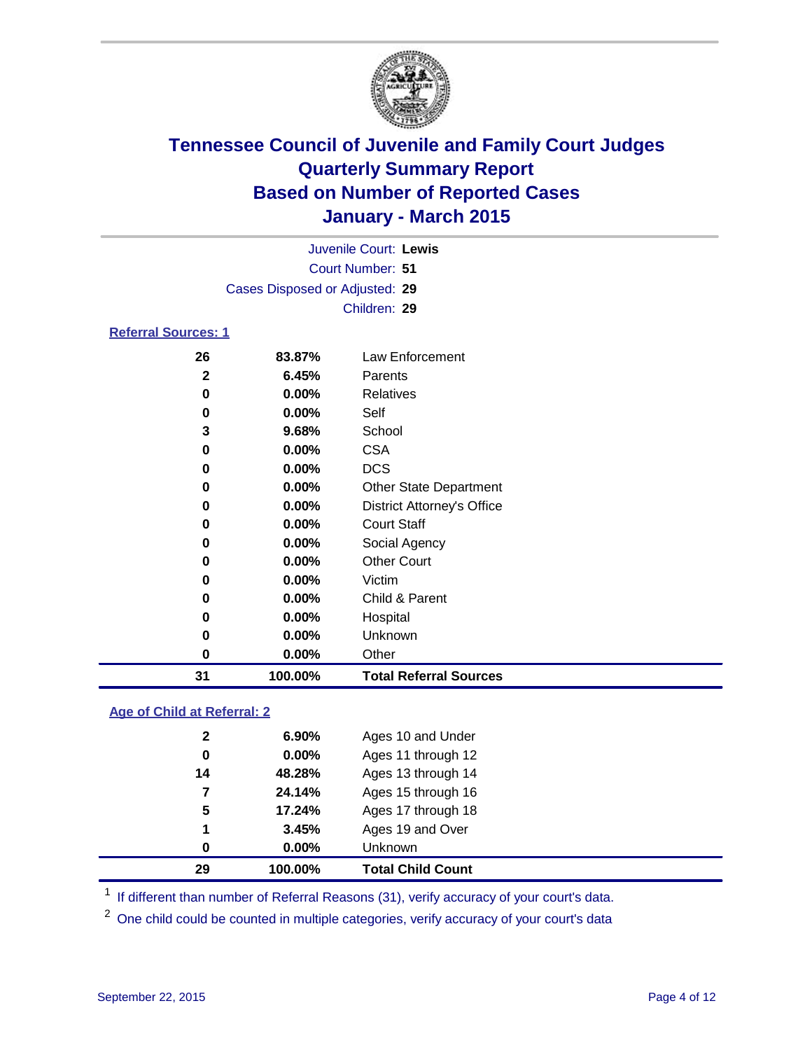# Tennessee Council of Juvenile and Family Court Judges
# Quarterly Summary Report
# Based on Number of Reported Cases
# January - March 2015

Juvenile Court: **Lewis**

Court Number: **51**

Cases Disposed or Adjusted: **29**

Children: **29**

**Referral Sources: 1**

| Count | Percent | Source |
|---|---|---|
| 26 | 83.87% | Law Enforcement |
| 2 | 6.45% | Parents |
| 0 | 0.00% | Relatives |
| 0 | 0.00% | Self |
| 3 | 9.68% | School |
| 0 | 0.00% | CSA |
| 0 | 0.00% | DCS |
| 0 | 0.00% | Other State Department |
| 0 | 0.00% | District Attorney's Office |
| 0 | 0.00% | Court Staff |
| 0 | 0.00% | Social Agency |
| 0 | 0.00% | Other Court |
| 0 | 0.00% | Victim |
| 0 | 0.00% | Child & Parent |
| 0 | 0.00% | Hospital |
| 0 | 0.00% | Unknown |
| 0 | 0.00% | Other |
| **31** | **100.00%** | **Total Referral Sources** |

**Age of Child at Referral: 2**

| Count | Percent | Age |
|---|---|---|
| 2 | 6.90% | Ages 10 and Under |
| 0 | 0.00% | Ages 11 through 12 |
| 14 | 48.28% | Ages 13 through 14 |
| 7 | 24.14% | Ages 15 through 16 |
| 5 | 17.24% | Ages 17 through 18 |
| 1 | 3.45% | Ages 19 and Over |
| 0 | 0.00% | Unknown |
| **29** | **100.00%** | **Total Child Count** |

[1] If different than number of Referral Reasons (31), verify accuracy of your court's data.

[2] One child could be counted in multiple categories, verify accuracy of your court's data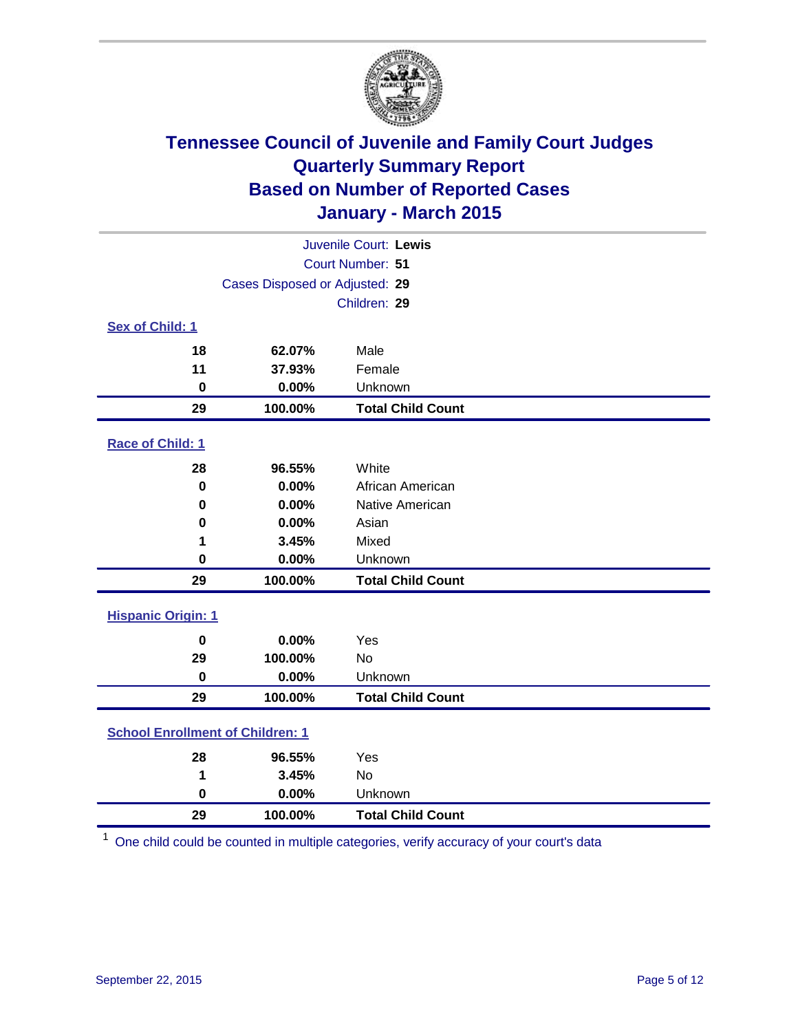# Tennessee Council of Juvenile and Family Court Judges
# Quarterly Summary Report
# Based on Number of Reported Cases
# January - March 2015

Juvenile Court: **Lewis**
Court Number: **51**
Cases Disposed or Adjusted: **29**
Children: **29**

**Sex of Child: 1**

| Count | Percent | Category |
|---|---|---|
| 18 | 62.07% | Male |
| 11 | 37.93% | Female |
| 0 | 0.00% | Unknown |
| **29** | **100.00%** | **Total Child Count** |

**Race of Child: 1**

| Count | Percent | Category |
|---|---|---|
| 28 | 96.55% | White |
| 0 | 0.00% | African American |
| 0 | 0.00% | Native American |
| 0 | 0.00% | Asian |
| 1 | 3.45% | Mixed |
| 0 | 0.00% | Unknown |
| **29** | **100.00%** | **Total Child Count** |

**Hispanic Origin: 1**

| Count | Percent | Category |
|---|---|---|
| 0 | 0.00% | Yes |
| 29 | 100.00% | No |
| 0 | 0.00% | Unknown |
| **29** | **100.00%** | **Total Child Count** |

**School Enrollment of Children: 1**

| Count | Percent | Category |
|---|---|---|
| 28 | 96.55% | Yes |
| 1 | 3.45% | No |
| 0 | 0.00% | Unknown |
| **29** | **100.00%** | **Total Child Count** |

[1] One child could be counted in multiple categories, verify accuracy of your court's data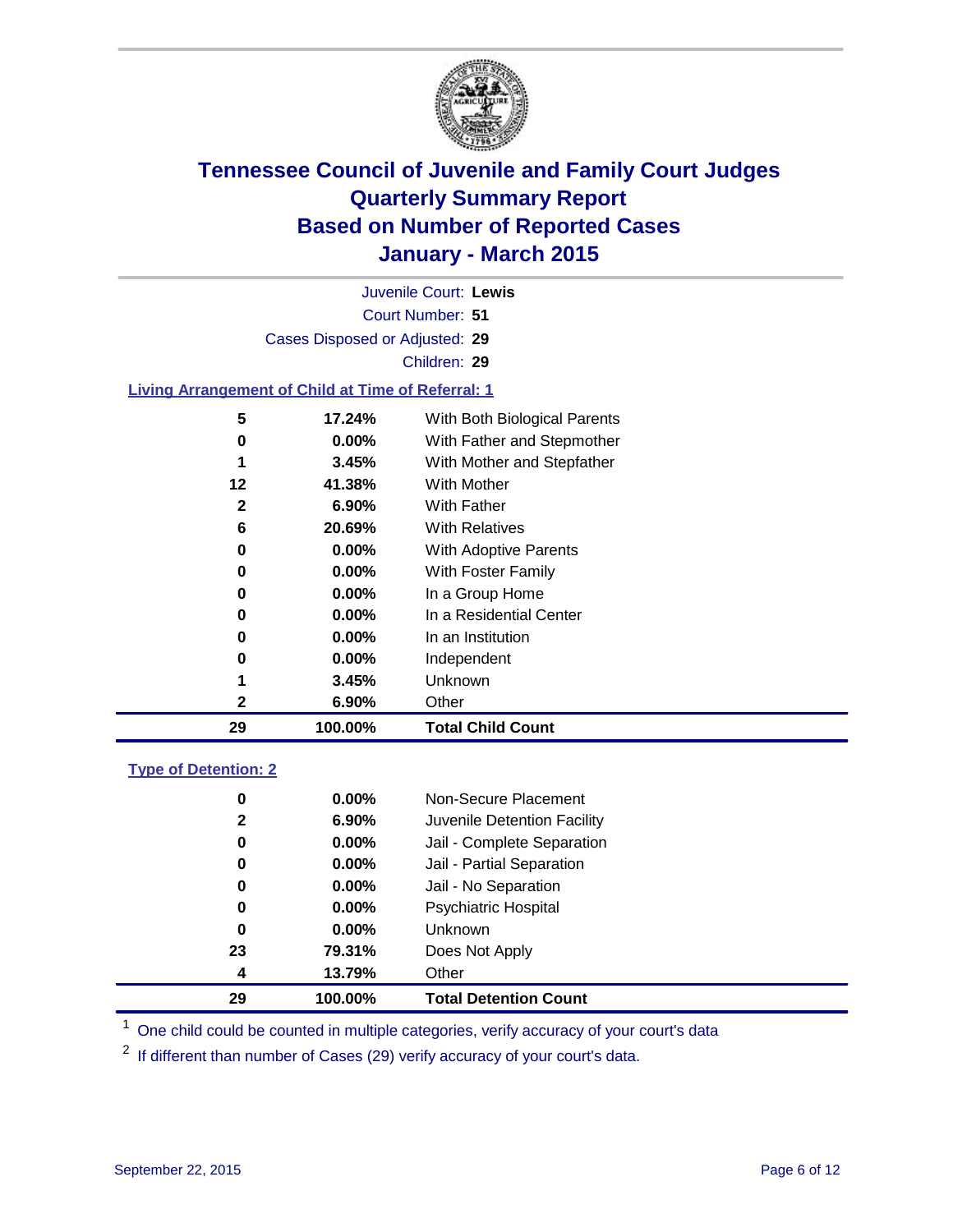# Tennessee Council of Juvenile and Family Court Judges
## Quarterly Summary Report
## Based on Number of Reported Cases
## January - March 2015

Juvenile Court: **Lewis**

Court Number: **51**

Cases Disposed or Adjusted: **29**

Children: **29**

### Living Arrangement of Child at Time of Referral: 1

| Count | Percent | Category |
|---|---|---|
| 5 | 17.24% | With Both Biological Parents |
| 0 | 0.00% | With Father and Stepmother |
| 1 | 3.45% | With Mother and Stepfather |
| 12 | 41.38% | With Mother |
| 2 | 6.90% | With Father |
| 6 | 20.69% | With Relatives |
| 0 | 0.00% | With Adoptive Parents |
| 0 | 0.00% | With Foster Family |
| 0 | 0.00% | In a Group Home |
| 0 | 0.00% | In a Residential Center |
| 0 | 0.00% | In an Institution |
| 0 | 0.00% | Independent |
| 1 | 3.45% | Unknown |
| 2 | 6.90% | Other |
| **29** | **100.00%** | **Total Child Count** |

### Type of Detention: 2

| Count | Percent | Category |
|---|---|---|
| 0 | 0.00% | Non-Secure Placement |
| 2 | 6.90% | Juvenile Detention Facility |
| 0 | 0.00% | Jail - Complete Separation |
| 0 | 0.00% | Jail - Partial Separation |
| 0 | 0.00% | Jail - No Separation |
| 0 | 0.00% | Psychiatric Hospital |
| 0 | 0.00% | Unknown |
| 23 | 79.31% | Does Not Apply |
| 4 | 13.79% | Other |
| **29** | **100.00%** | **Total Detention Count** |

[1] One child could be counted in multiple categories, verify accuracy of your court's data

[2] If different than number of Cases (29) verify accuracy of your court's data.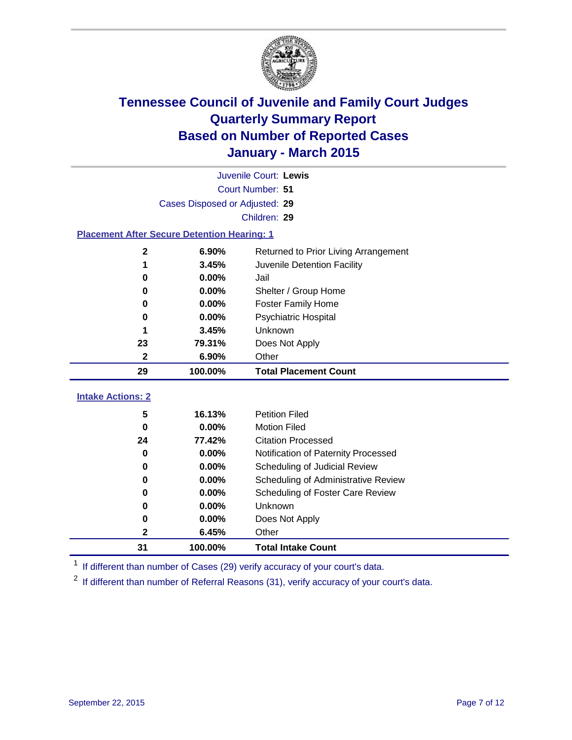# Tennessee Council of Juvenile and Family Court Judges
## Quarterly Summary Report
## Based on Number of Reported Cases
## January - March 2015

Juvenile Court: **Lewis**
Court Number: **51**
Cases Disposed or Adjusted: **29**
Children: **29**

### Placement After Secure Detention Hearing: 1

| Count | Percent | Placement |
|---|---|---|
| 2 | 6.90% | Returned to Prior Living Arrangement |
| 1 | 3.45% | Juvenile Detention Facility |
| 0 | 0.00% | Jail |
| 0 | 0.00% | Shelter / Group Home |
| 0 | 0.00% | Foster Family Home |
| 0 | 0.00% | Psychiatric Hospital |
| 1 | 3.45% | Unknown |
| 23 | 79.31% | Does Not Apply |
| 2 | 6.90% | Other |
| **29** | **100.00%** | **Total Placement Count** |

### Intake Actions: 2

| Count | Percent | Intake Action |
|---|---|---|
| 5 | 16.13% | Petition Filed |
| 0 | 0.00% | Motion Filed |
| 24 | 77.42% | Citation Processed |
| 0 | 0.00% | Notification of Paternity Processed |
| 0 | 0.00% | Scheduling of Judicial Review |
| 0 | 0.00% | Scheduling of Administrative Review |
| 0 | 0.00% | Scheduling of Foster Care Review |
| 0 | 0.00% | Unknown |
| 0 | 0.00% | Does Not Apply |
| 2 | 6.45% | Other |
| **31** | **100.00%** | **Total Intake Count** |

[1] If different than number of Cases (29) verify accuracy of your court's data.

[2] If different than number of Referral Reasons (31), verify accuracy of your court's data.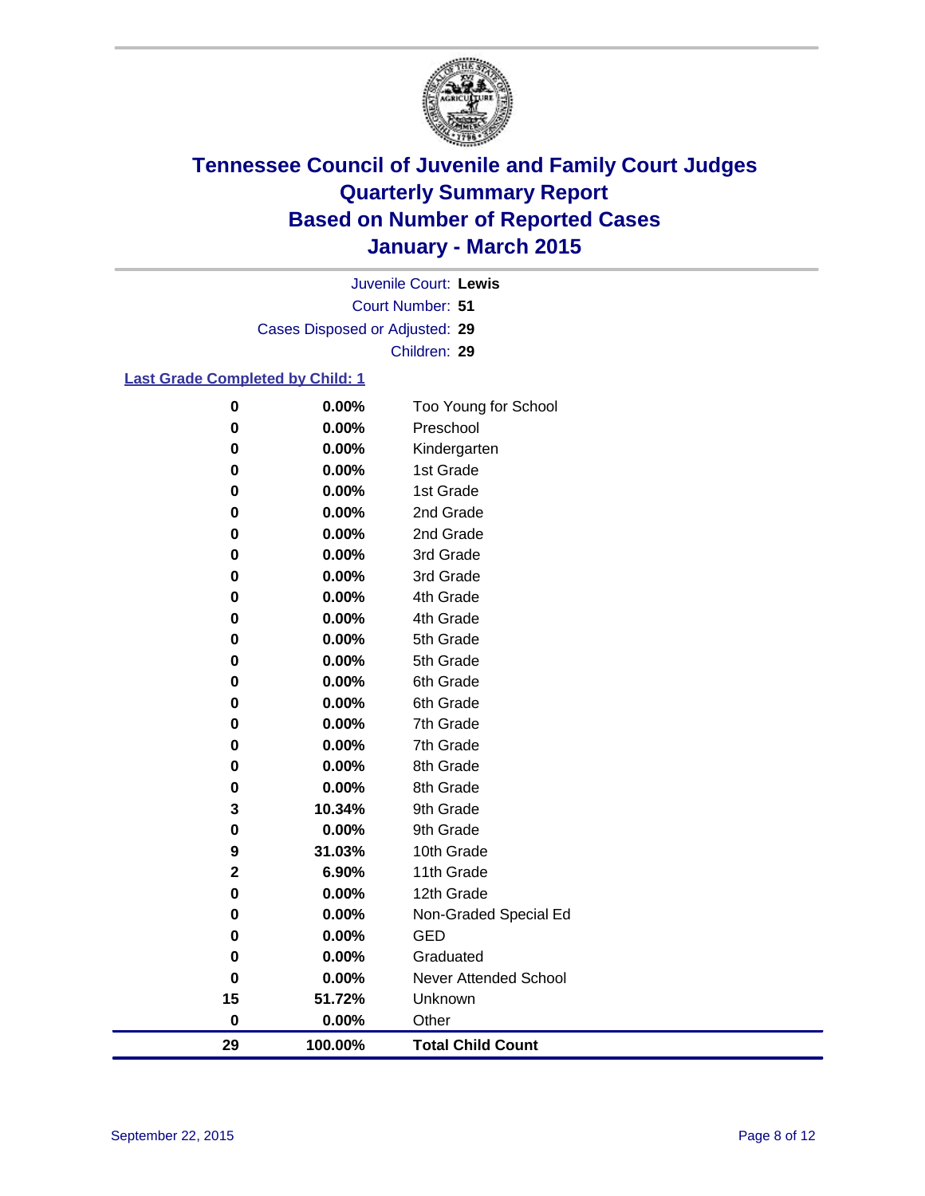# Tennessee Council of Juvenile and Family Court Judges
# Quarterly Summary Report
# Based on Number of Reported Cases
# January - March 2015

Juvenile Court: **Lewis**

Court Number: **51**

Cases Disposed or Adjusted: **29**

Children: **29**

## Last Grade Completed by Child: 1

| Count | Percent | Grade |
|---|---|---|
| 0 | 0.00% | Too Young for School |
| 0 | 0.00% | Preschool |
| 0 | 0.00% | Kindergarten |
| 0 | 0.00% | 1st Grade |
| 0 | 0.00% | 1st Grade |
| 0 | 0.00% | 2nd Grade |
| 0 | 0.00% | 2nd Grade |
| 0 | 0.00% | 3rd Grade |
| 0 | 0.00% | 3rd Grade |
| 0 | 0.00% | 4th Grade |
| 0 | 0.00% | 4th Grade |
| 0 | 0.00% | 5th Grade |
| 0 | 0.00% | 5th Grade |
| 0 | 0.00% | 6th Grade |
| 0 | 0.00% | 6th Grade |
| 0 | 0.00% | 7th Grade |
| 0 | 0.00% | 7th Grade |
| 0 | 0.00% | 8th Grade |
| 0 | 0.00% | 8th Grade |
| 3 | 10.34% | 9th Grade |
| 0 | 0.00% | 9th Grade |
| 9 | 31.03% | 10th Grade |
| 2 | 6.90% | 11th Grade |
| 0 | 0.00% | 12th Grade |
| 0 | 0.00% | Non-Graded Special Ed |
| 0 | 0.00% | GED |
| 0 | 0.00% | Graduated |
| 0 | 0.00% | Never Attended School |
| 15 | 51.72% | Unknown |
| 0 | 0.00% | Other |
| **29** | **100.00%** | **Total Child Count** |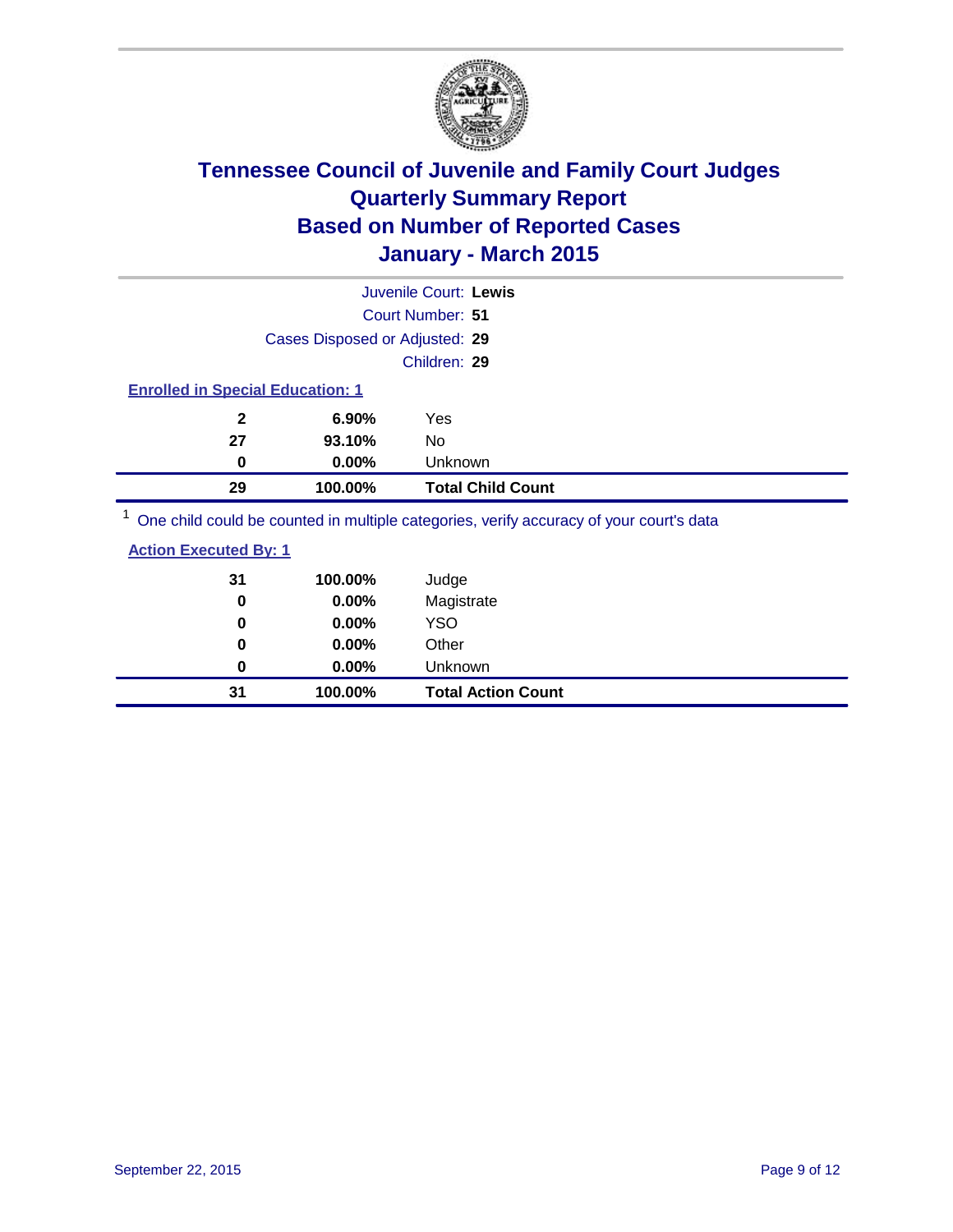# Tennessee Council of Juvenile and Family Court Judges
## Quarterly Summary Report
## Based on Number of Reported Cases
## January - March 2015

Juvenile Court: **Lewis**

Court Number: **51**

Cases Disposed or Adjusted: **29**

Children: **29**

**Enrolled in Special Education: 1**

| Count | Percent | Category |
|---|---|---|
| 2 | 6.90% | Yes |
| 27 | 93.10% | No |
| 0 | 0.00% | Unknown |
| **29** | **100.00%** | **Total Child Count** |

[1] One child could be counted in multiple categories, verify accuracy of your court's data

**Action Executed By: 1**

| Count | Percent | Category |
|---|---|---|
| 31 | 100.00% | Judge |
| 0 | 0.00% | Magistrate |
| 0 | 0.00% | YSO |
| 0 | 0.00% | Other |
| 0 | 0.00% | Unknown |
| **31** | **100.00%** | **Total Action Count** |

September 22, 2015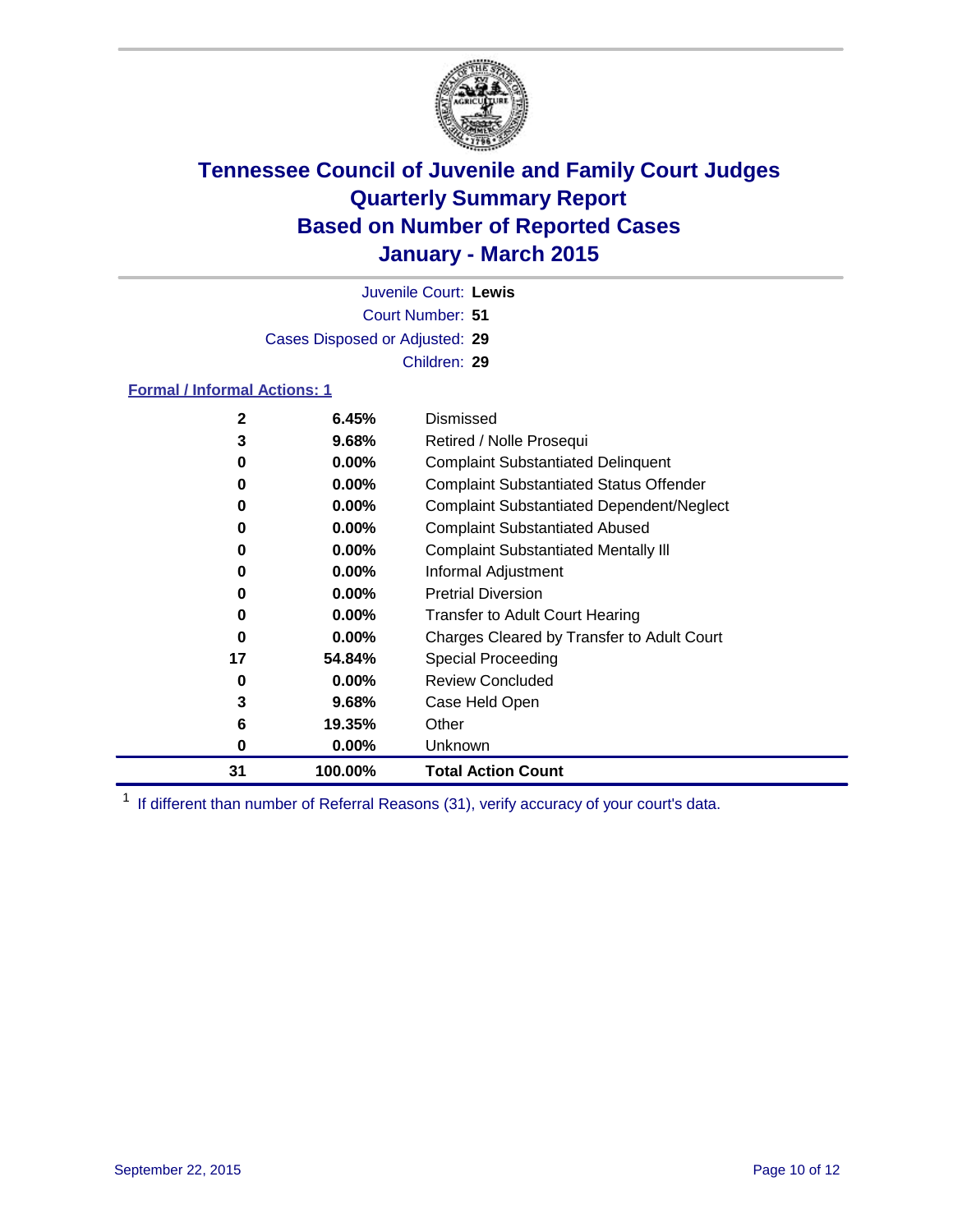# Tennessee Council of Juvenile and Family Court Judges
## Quarterly Summary Report
## Based on Number of Reported Cases
## January - March 2015

Juvenile Court: **Lewis**

Court Number: **51**

Cases Disposed or Adjusted: **29**

Children: **29**

### Formal / Informal Actions: 1

| Count | Percent | Action |
|---|---|---|
| 2 | 6.45% | Dismissed |
| 3 | 9.68% | Retired / Nolle Prosequi |
| 0 | 0.00% | Complaint Substantiated Delinquent |
| 0 | 0.00% | Complaint Substantiated Status Offender |
| 0 | 0.00% | Complaint Substantiated Dependent/Neglect |
| 0 | 0.00% | Complaint Substantiated Abused |
| 0 | 0.00% | Complaint Substantiated Mentally Ill |
| 0 | 0.00% | Informal Adjustment |
| 0 | 0.00% | Pretrial Diversion |
| 0 | 0.00% | Transfer to Adult Court Hearing |
| 0 | 0.00% | Charges Cleared by Transfer to Adult Court |
| 17 | 54.84% | Special Proceeding |
| 0 | 0.00% | Review Concluded |
| 3 | 9.68% | Case Held Open |
| 6 | 19.35% | Other |
| 0 | 0.00% | Unknown |
| **31** | **100.00%** | **Total Action Count** |

[1] If different than number of Referral Reasons (31), verify accuracy of your court's data.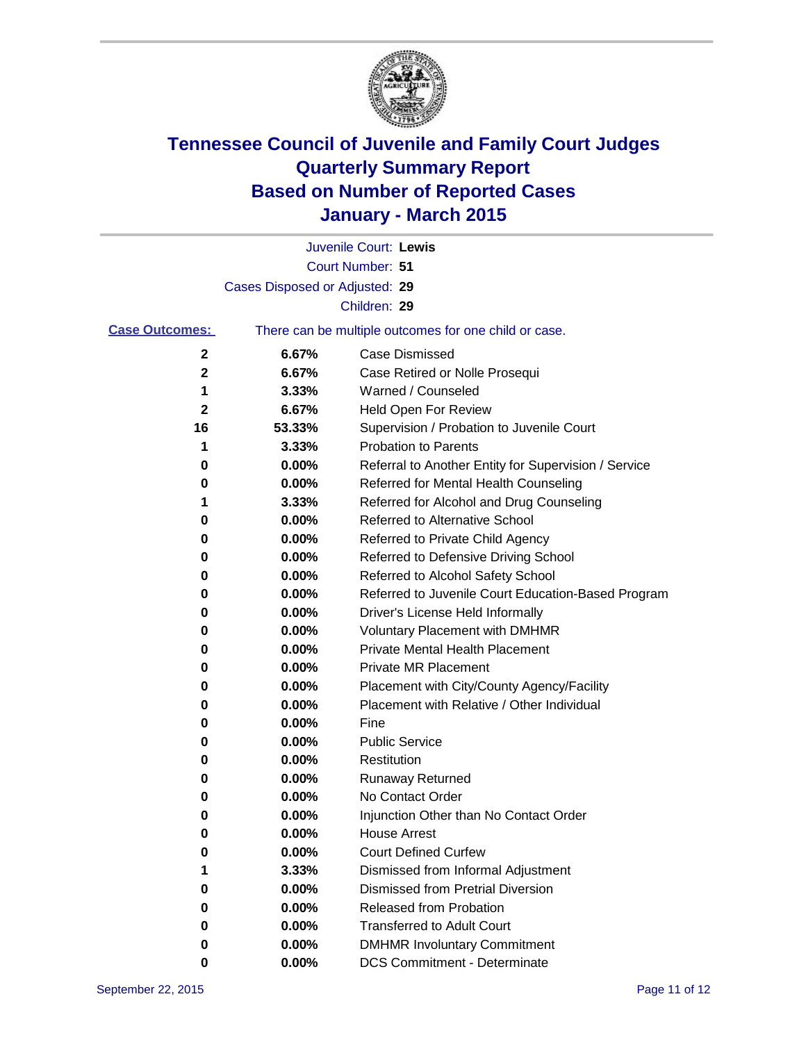# Tennessee Council of Juvenile and Family Court Judges
# Quarterly Summary Report
# Based on Number of Reported Cases
# January - March 2015

Juvenile Court: **Lewis**
Court Number: **51**
Cases Disposed or Adjusted: **29**
Children: **29**

**Case Outcomes:** There can be multiple outcomes for one child or case.

| Count | Percent | Outcome |
|---|---|---|
| 2 | 6.67% | Case Dismissed |
| 2 | 6.67% | Case Retired or Nolle Prosequi |
| 1 | 3.33% | Warned / Counseled |
| 2 | 6.67% | Held Open For Review |
| 16 | 53.33% | Supervision / Probation to Juvenile Court |
| 1 | 3.33% | Probation to Parents |
| 0 | 0.00% | Referral to Another Entity for Supervision / Service |
| 0 | 0.00% | Referred for Mental Health Counseling |
| 1 | 3.33% | Referred for Alcohol and Drug Counseling |
| 0 | 0.00% | Referred to Alternative School |
| 0 | 0.00% | Referred to Private Child Agency |
| 0 | 0.00% | Referred to Defensive Driving School |
| 0 | 0.00% | Referred to Alcohol Safety School |
| 0 | 0.00% | Referred to Juvenile Court Education-Based Program |
| 0 | 0.00% | Driver's License Held Informally |
| 0 | 0.00% | Voluntary Placement with DMHMR |
| 0 | 0.00% | Private Mental Health Placement |
| 0 | 0.00% | Private MR Placement |
| 0 | 0.00% | Placement with City/County Agency/Facility |
| 0 | 0.00% | Placement with Relative / Other Individual |
| 0 | 0.00% | Fine |
| 0 | 0.00% | Public Service |
| 0 | 0.00% | Restitution |
| 0 | 0.00% | Runaway Returned |
| 0 | 0.00% | No Contact Order |
| 0 | 0.00% | Injunction Other than No Contact Order |
| 0 | 0.00% | House Arrest |
| 0 | 0.00% | Court Defined Curfew |
| 1 | 3.33% | Dismissed from Informal Adjustment |
| 0 | 0.00% | Dismissed from Pretrial Diversion |
| 0 | 0.00% | Released from Probation |
| 0 | 0.00% | Transferred to Adult Court |
| 0 | 0.00% | DMHMR Involuntary Commitment |
| 0 | 0.00% | DCS Commitment - Determinate |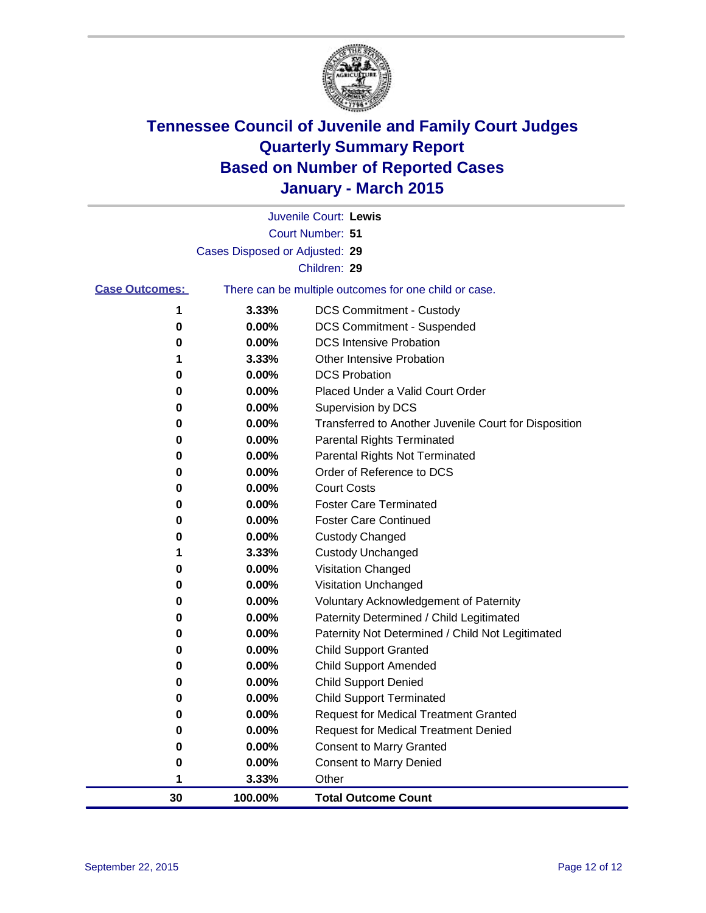# Tennessee Council of Juvenile and Family Court Judges
# Quarterly Summary Report
# Based on Number of Reported Cases
# January - March 2015

Juvenile Court: **Lewis**

Court Number: **51**

Cases Disposed or Adjusted: **29**

Children: **29**

**Case Outcomes:** There can be multiple outcomes for one child or case.

| | | |
|---|---|---|
| 1 | 3.33% | DCS Commitment - Custody |
| 0 | 0.00% | DCS Commitment - Suspended |
| 0 | 0.00% | DCS Intensive Probation |
| 1 | 3.33% | Other Intensive Probation |
| 0 | 0.00% | DCS Probation |
| 0 | 0.00% | Placed Under a Valid Court Order |
| 0 | 0.00% | Supervision by DCS |
| 0 | 0.00% | Transferred to Another Juvenile Court for Disposition |
| 0 | 0.00% | Parental Rights Terminated |
| 0 | 0.00% | Parental Rights Not Terminated |
| 0 | 0.00% | Order of Reference to DCS |
| 0 | 0.00% | Court Costs |
| 0 | 0.00% | Foster Care Terminated |
| 0 | 0.00% | Foster Care Continued |
| 0 | 0.00% | Custody Changed |
| 1 | 3.33% | Custody Unchanged |
| 0 | 0.00% | Visitation Changed |
| 0 | 0.00% | Visitation Unchanged |
| 0 | 0.00% | Voluntary Acknowledgement of Paternity |
| 0 | 0.00% | Paternity Determined / Child Legitimated |
| 0 | 0.00% | Paternity Not Determined / Child Not Legitimated |
| 0 | 0.00% | Child Support Granted |
| 0 | 0.00% | Child Support Amended |
| 0 | 0.00% | Child Support Denied |
| 0 | 0.00% | Child Support Terminated |
| 0 | 0.00% | Request for Medical Treatment Granted |
| 0 | 0.00% | Request for Medical Treatment Denied |
| 0 | 0.00% | Consent to Marry Granted |
| 0 | 0.00% | Consent to Marry Denied |
| 1 | 3.33% | Other |
| **30** | **100.00%** | **Total Outcome Count** |

September 22, 2015